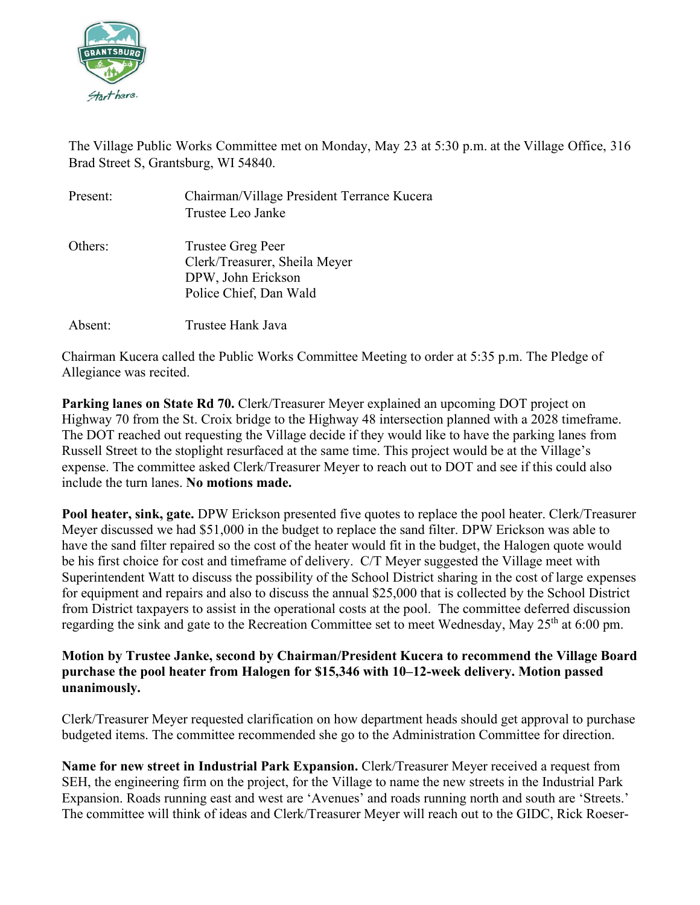The Village Public Works Committee met on Monday, May 23 at 5:30 p.m. at the Village Office, 316 Brad Street S, Grantsburg, WI 54840.

| | |
|---|---|
| Present: | Chairman/Village President Terrance Kucera<br>Trustee Leo Janke |
| Others: | Trustee Greg Peer<br>Clerk/Treasurer, Sheila Meyer<br>DPW, John Erickson<br>Police Chief, Dan Wald |
| Absent: | Trustee Hank Java |

Chairman Kucera called the Public Works Committee Meeting to order at 5:35 p.m. The Pledge of Allegiance was recited.

**Parking lanes on State Rd 70.** Clerk/Treasurer Meyer explained an upcoming DOT project on Highway 70 from the St. Croix bridge to the Highway 48 intersection planned with a 2028 timeframe. The DOT reached out requesting the Village decide if they would like to have the parking lanes from Russell Street to the stoplight resurfaced at the same time. This project would be at the Village's expense. The committee asked Clerk/Treasurer Meyer to reach out to DOT and see if this could also include the turn lanes. **No motions made.**

**Pool heater, sink, gate.** DPW Erickson presented five quotes to replace the pool heater. Clerk/Treasurer Meyer discussed we had $51,000 in the budget to replace the sand filter. DPW Erickson was able to have the sand filter repaired so the cost of the heater would fit in the budget, the Halogen quote would be his first choice for cost and timeframe of delivery. C/T Meyer suggested the Village meet with Superintendent Watt to discuss the possibility of the School District sharing in the cost of large expenses for equipment and repairs and also to discuss the annual $25,000 that is collected by the School District from District taxpayers to assist in the operational costs at the pool. The committee deferred discussion regarding the sink and gate to the Recreation Committee set to meet Wednesday, May 25th at 6:00 pm.

**Motion by Trustee Janke, second by Chairman/President Kucera to recommend the Village Board purchase the pool heater from Halogen for $15,346 with 10–12-week delivery. Motion passed unanimously.**

Clerk/Treasurer Meyer requested clarification on how department heads should get approval to purchase budgeted items. The committee recommended she go to the Administration Committee for direction.

**Name for new street in Industrial Park Expansion.** Clerk/Treasurer Meyer received a request from SEH, the engineering firm on the project, for the Village to name the new streets in the Industrial Park Expansion. Roads running east and west are 'Avenues' and roads running north and south are 'Streets.' The committee will think of ideas and Clerk/Treasurer Meyer will reach out to the GIDC, Rick Roeser-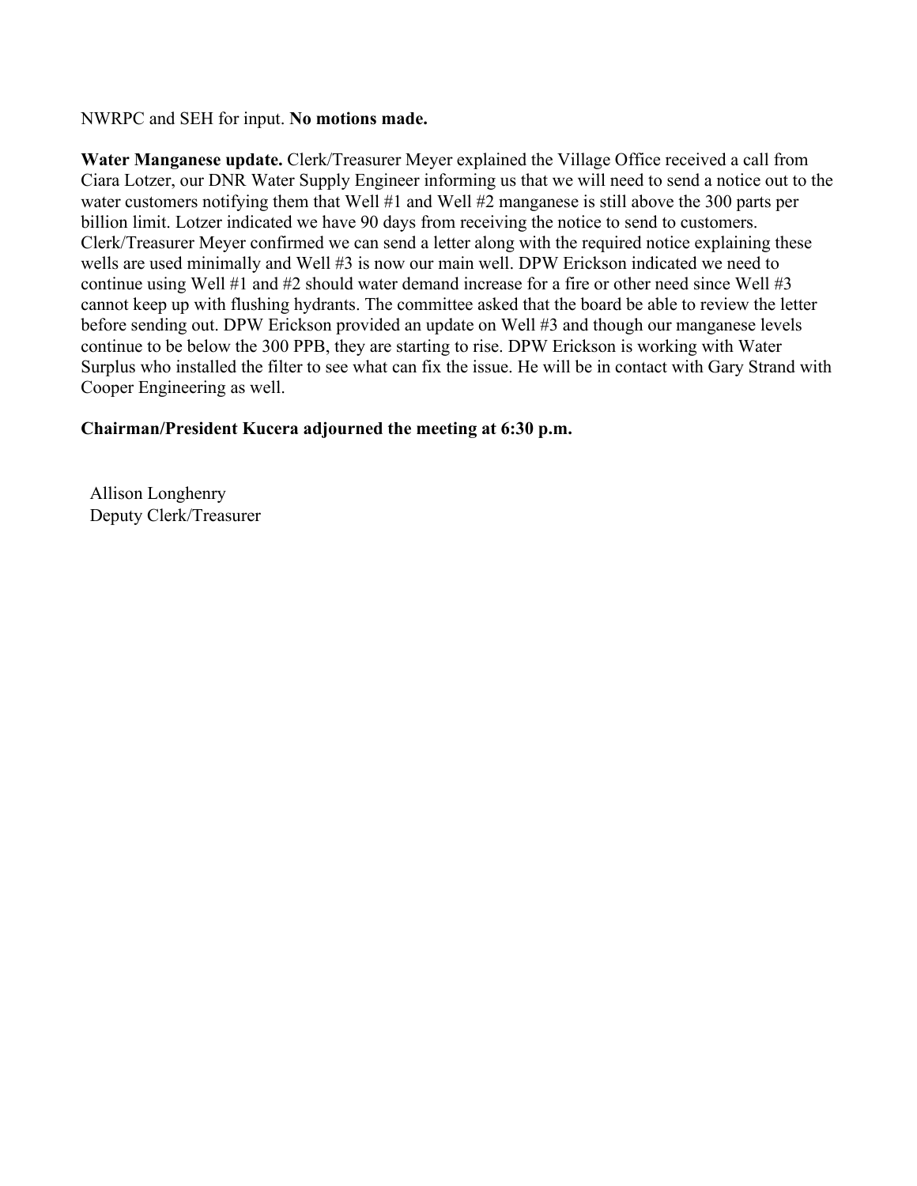NWRPC and SEH for input. **No motions made.**

**Water Manganese update.** Clerk/Treasurer Meyer explained the Village Office received a call from Ciara Lotzer, our DNR Water Supply Engineer informing us that we will need to send a notice out to the water customers notifying them that Well #1 and Well #2 manganese is still above the 300 parts per billion limit. Lotzer indicated we have 90 days from receiving the notice to send to customers. Clerk/Treasurer Meyer confirmed we can send a letter along with the required notice explaining these wells are used minimally and Well #3 is now our main well. DPW Erickson indicated we need to continue using Well #1 and #2 should water demand increase for a fire or other need since Well #3 cannot keep up with flushing hydrants. The committee asked that the board be able to review the letter before sending out. DPW Erickson provided an update on Well #3 and though our manganese levels continue to be below the 300 PPB, they are starting to rise. DPW Erickson is working with Water Surplus who installed the filter to see what can fix the issue. He will be in contact with Gary Strand with Cooper Engineering as well.

**Chairman/President Kucera adjourned the meeting at 6:30 p.m.**

Allison Longhenry
Deputy Clerk/Treasurer